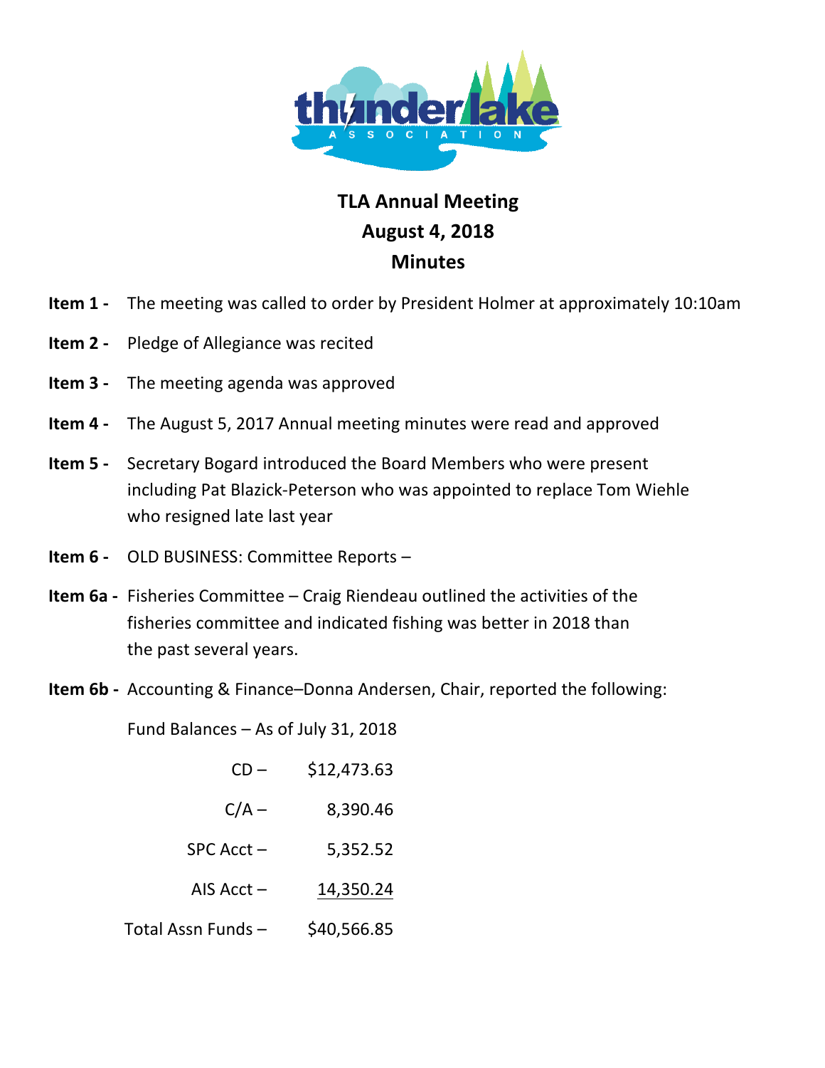# TLA Annual Meeting
## August 4, 2018
## Minutes

**Item 1 -** The meeting was called to order by President Holmer at approximately 10:10am

**Item 2 -** Pledge of Allegiance was recited

**Item 3 -** The meeting agenda was approved

**Item 4 -** The August 5, 2017 Annual meeting minutes were read and approved

**Item 5 -** Secretary Bogard introduced the Board Members who were present including Pat Blazick-Peterson who was appointed to replace Tom Wiehle who resigned late last year

**Item 6 -** OLD BUSINESS: Committee Reports –

**Item 6a -** Fisheries Committee – Craig Riendeau outlined the activities of the fisheries committee and indicated fishing was better in 2018 than the past several years.

**Item 6b -** Accounting & Finance–Donna Andersen, Chair, reported the following:

Fund Balances – As of July 31, 2018

| | |
|---|---:|
| CD – | $12,473.63 |
| C/A – | 8,390.46 |
| SPC Acct – | 5,352.52 |
| AIS Acct – | 14,350.24 |
| Total Assn Funds – | $40,566.85 |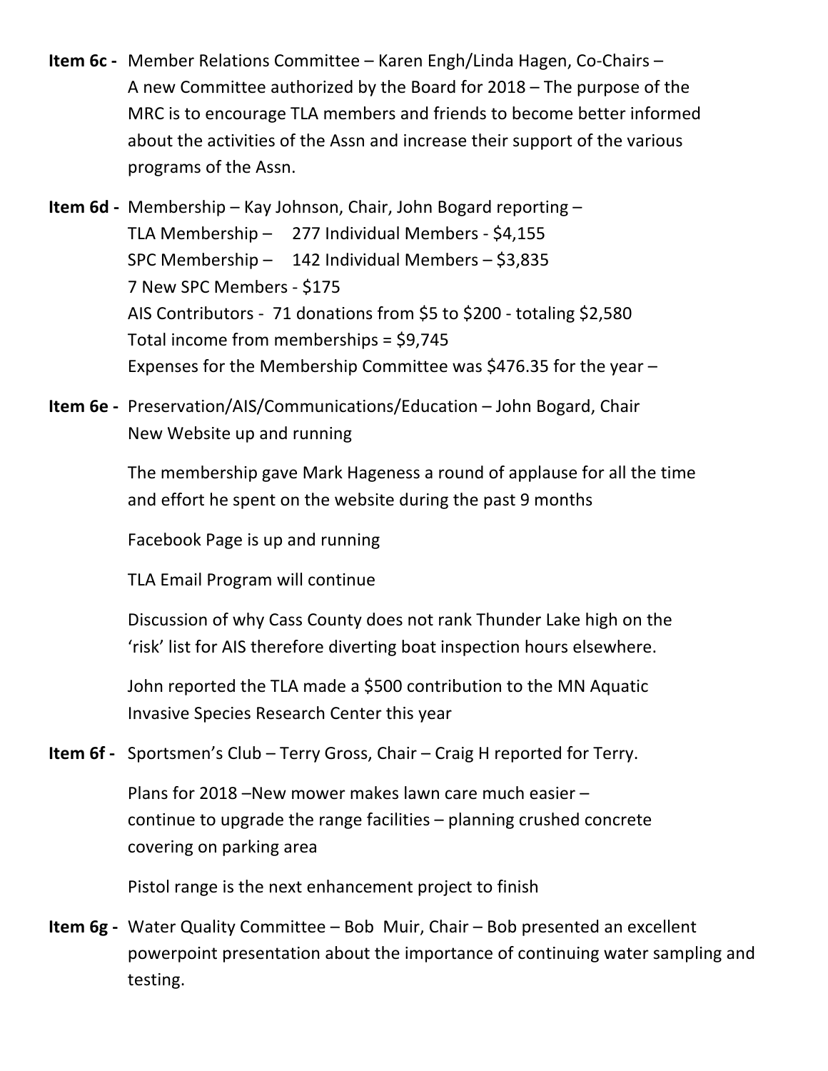**Item 6c -** Member Relations Committee – Karen Engh/Linda Hagen, Co-Chairs – A new Committee authorized by the Board for 2018 – The purpose of the MRC is to encourage TLA members and friends to become better informed about the activities of the Assn and increase their support of the various programs of the Assn.

**Item 6d -** Membership – Kay Johnson, Chair, John Bogard reporting –
TLA Membership – 277 Individual Members - $4,155
SPC Membership – 142 Individual Members – $3,835
7 New SPC Members - $175
AIS Contributors - 71 donations from $5 to $200 - totaling $2,580
Total income from memberships = $9,745
Expenses for the Membership Committee was $476.35 for the year –

**Item 6e -** Preservation/AIS/Communications/Education – John Bogard, Chair
New Website up and running

The membership gave Mark Hageness a round of applause for all the time and effort he spent on the website during the past 9 months

Facebook Page is up and running

TLA Email Program will continue

Discussion of why Cass County does not rank Thunder Lake high on the 'risk' list for AIS therefore diverting boat inspection hours elsewhere.

John reported the TLA made a $500 contribution to the MN Aquatic Invasive Species Research Center this year

**Item 6f -** Sportsmen's Club – Terry Gross, Chair – Craig H reported for Terry.

Plans for 2018 –New mower makes lawn care much easier – continue to upgrade the range facilities – planning crushed concrete covering on parking area

Pistol range is the next enhancement project to finish

**Item 6g -** Water Quality Committee – Bob Muir, Chair – Bob presented an excellent powerpoint presentation about the importance of continuing water sampling and testing.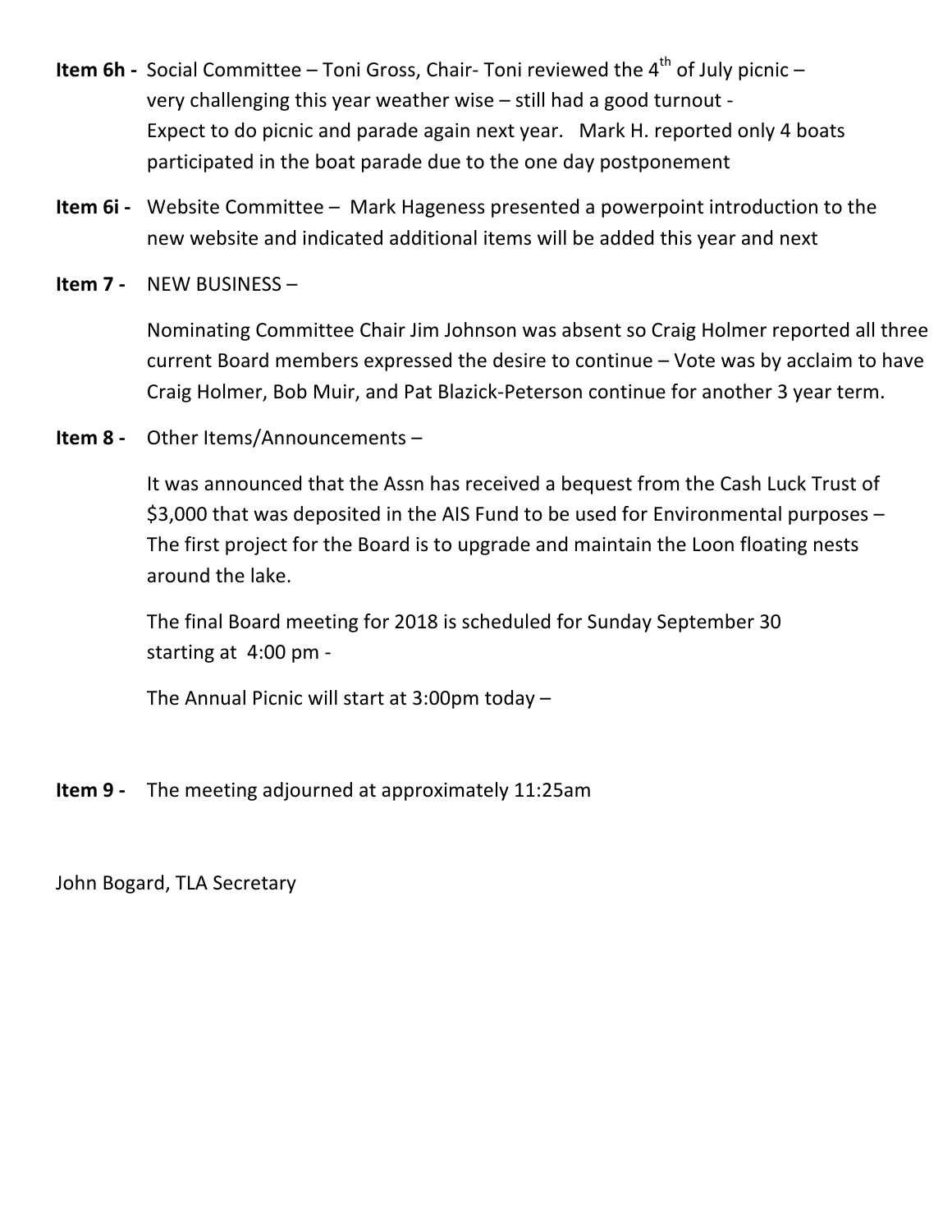**Item 6h -** Social Committee – Toni Gross, Chair- Toni reviewed the 4th of July picnic – very challenging this year weather wise – still had a good turnout - Expect to do picnic and parade again next year. Mark H. reported only 4 boats participated in the boat parade due to the one day postponement

**Item 6i -** Website Committee – Mark Hageness presented a powerpoint introduction to the new website and indicated additional items will be added this year and next

**Item 7 -** NEW BUSINESS –

Nominating Committee Chair Jim Johnson was absent so Craig Holmer reported all three current Board members expressed the desire to continue – Vote was by acclaim to have Craig Holmer, Bob Muir, and Pat Blazick-Peterson continue for another 3 year term.

**Item 8 -** Other Items/Announcements –

It was announced that the Assn has received a bequest from the Cash Luck Trust of $3,000 that was deposited in the AIS Fund to be used for Environmental purposes – The first project for the Board is to upgrade and maintain the Loon floating nests around the lake.

The final Board meeting for 2018 is scheduled for Sunday September 30 starting at 4:00 pm -

The Annual Picnic will start at 3:00pm today –

**Item 9 -** The meeting adjourned at approximately 11:25am

John Bogard, TLA Secretary